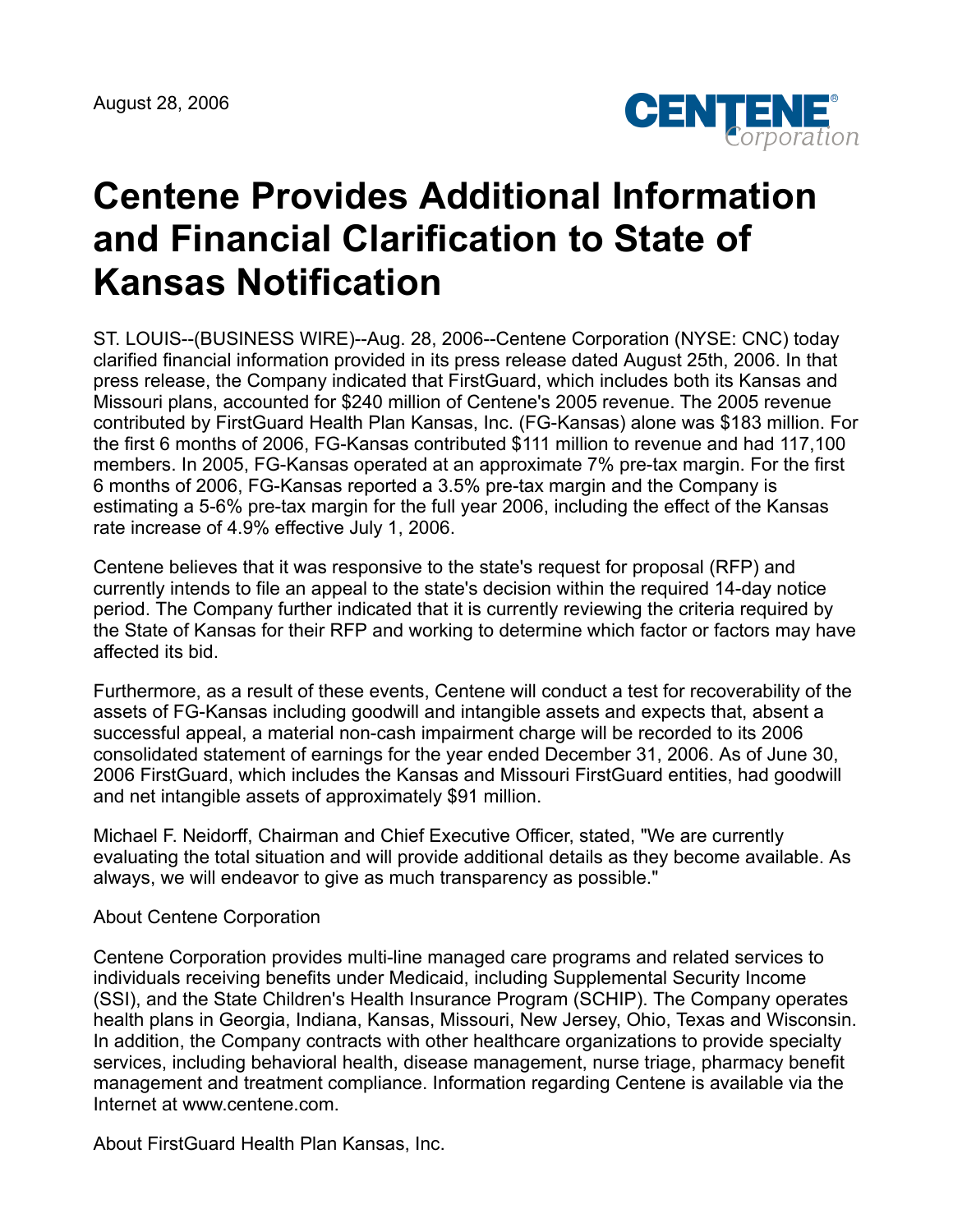August 28, 2006

# Centene Provides Additional Information and Financial Clarification to State of Kansas Notification

ST. LOUIS--(BUSINESS WIRE)--Aug. 28, 2006--Centene Corporation (NYSE: CNC) today clarified financial information provided in its press release dated August 25th, 2006. In that press release, the Company indicated that FirstGuard, which includes both its Kansas and Missouri plans, accounted for $240 million of Centene's 2005 revenue. The 2005 revenue contributed by FirstGuard Health Plan Kansas, Inc. (FG-Kansas) alone was $183 million. For the first 6 months of 2006, FG-Kansas contributed $111 million to revenue and had 117,100 members. In 2005, FG-Kansas operated at an approximate 7% pre-tax margin. For the first 6 months of 2006, FG-Kansas reported a 3.5% pre-tax margin and the Company is estimating a 5-6% pre-tax margin for the full year 2006, including the effect of the Kansas rate increase of 4.9% effective July 1, 2006.

Centene believes that it was responsive to the state's request for proposal (RFP) and currently intends to file an appeal to the state's decision within the required 14-day notice period. The Company further indicated that it is currently reviewing the criteria required by the State of Kansas for their RFP and working to determine which factor or factors may have affected its bid.

Furthermore, as a result of these events, Centene will conduct a test for recoverability of the assets of FG-Kansas including goodwill and intangible assets and expects that, absent a successful appeal, a material non-cash impairment charge will be recorded to its 2006 consolidated statement of earnings for the year ended December 31, 2006. As of June 30, 2006 FirstGuard, which includes the Kansas and Missouri FirstGuard entities, had goodwill and net intangible assets of approximately $91 million.

Michael F. Neidorff, Chairman and Chief Executive Officer, stated, "We are currently evaluating the total situation and will provide additional details as they become available. As always, we will endeavor to give as much transparency as possible."

About Centene Corporation

Centene Corporation provides multi-line managed care programs and related services to individuals receiving benefits under Medicaid, including Supplemental Security Income (SSI), and the State Children's Health Insurance Program (SCHIP). The Company operates health plans in Georgia, Indiana, Kansas, Missouri, New Jersey, Ohio, Texas and Wisconsin. In addition, the Company contracts with other healthcare organizations to provide specialty services, including behavioral health, disease management, nurse triage, pharmacy benefit management and treatment compliance. Information regarding Centene is available via the Internet at www.centene.com.

About FirstGuard Health Plan Kansas, Inc.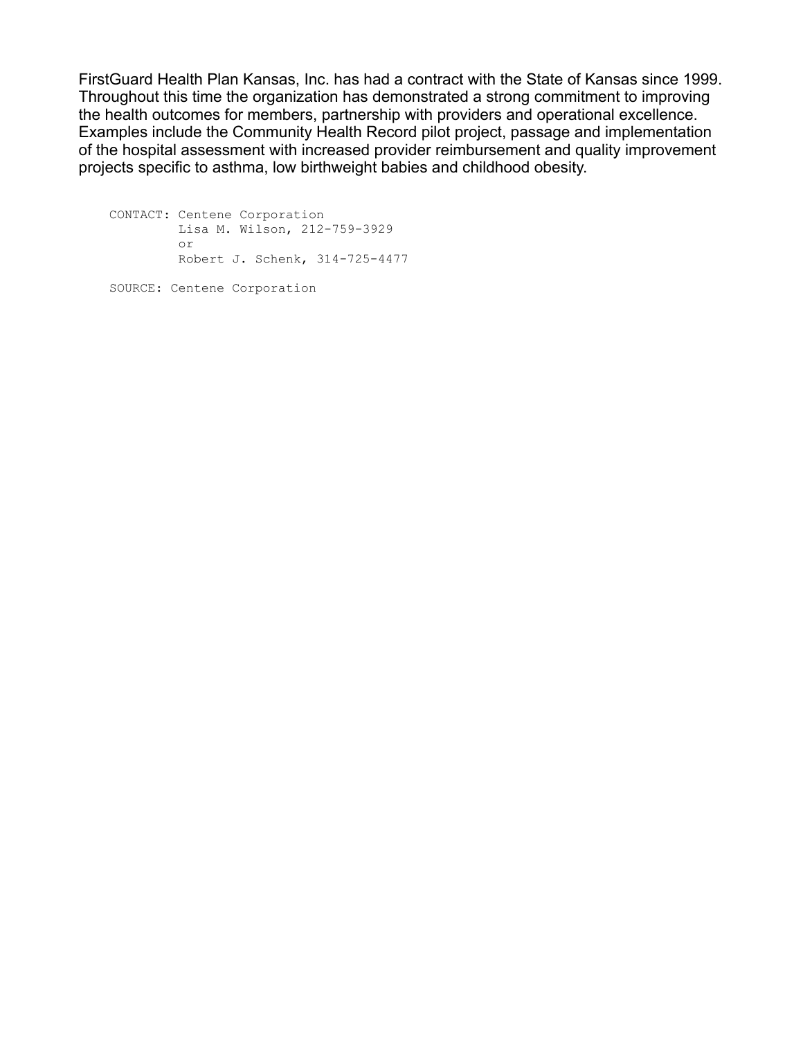FirstGuard Health Plan Kansas, Inc. has had a contract with the State of Kansas since 1999. Throughout this time the organization has demonstrated a strong commitment to improving the health outcomes for members, partnership with providers and operational excellence. Examples include the Community Health Record pilot project, passage and implementation of the hospital assessment with increased provider reimbursement and quality improvement projects specific to asthma, low birthweight babies and childhood obesity.

```
CONTACT: Centene Corporation
         Lisa M. Wilson, 212-759-3929
         or
         Robert J. Schenk, 314-725-4477

SOURCE: Centene Corporation
```